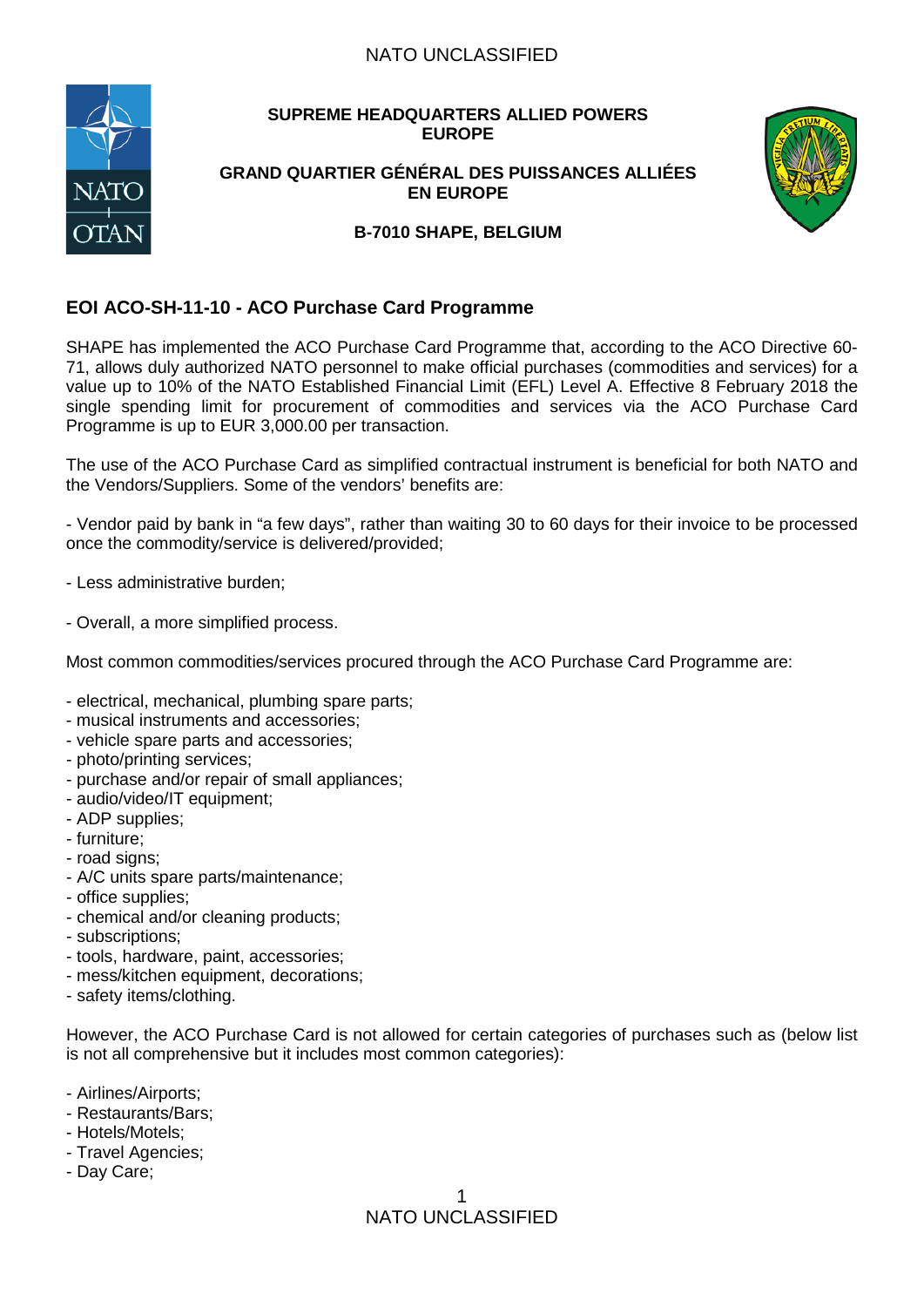**SUPREME HEADQUARTERS ALLIED POWERS EUROPE**

**GRAND QUARTIER GÉNÉRAL DES PUISSANCES ALLIÉES EN EUROPE**

**B-7010 SHAPE, BELGIUM**

## EOI ACO-SH-11-10 - ACO Purchase Card Programme

SHAPE has implemented the ACO Purchase Card Programme that, according to the ACO Directive 60-71, allows duly authorized NATO personnel to make official purchases (commodities and services) for a value up to 10% of the NATO Established Financial Limit (EFL) Level A. Effective 8 February 2018 the single spending limit for procurement of commodities and services via the ACO Purchase Card Programme is up to EUR 3,000.00 per transaction.

The use of the ACO Purchase Card as simplified contractual instrument is beneficial for both NATO and the Vendors/Suppliers. Some of the vendors' benefits are:

- Vendor paid by bank in "a few days", rather than waiting 30 to 60 days for their invoice to be processed once the commodity/service is delivered/provided;

- Less administrative burden;

- Overall, a more simplified process.

Most common commodities/services procured through the ACO Purchase Card Programme are:

- electrical, mechanical, plumbing spare parts;
- musical instruments and accessories;
- vehicle spare parts and accessories;
- photo/printing services;
- purchase and/or repair of small appliances;
- audio/video/IT equipment;
- ADP supplies;
- furniture;
- road signs;
- A/C units spare parts/maintenance;
- office supplies;
- chemical and/or cleaning products;
- subscriptions;
- tools, hardware, paint, accessories;
- mess/kitchen equipment, decorations;
- safety items/clothing.

However, the ACO Purchase Card is not allowed for certain categories of purchases such as (below list is not all comprehensive but it includes most common categories):

- Airlines/Airports;
- Restaurants/Bars;
- Hotels/Motels;
- Travel Agencies;
- Day Care;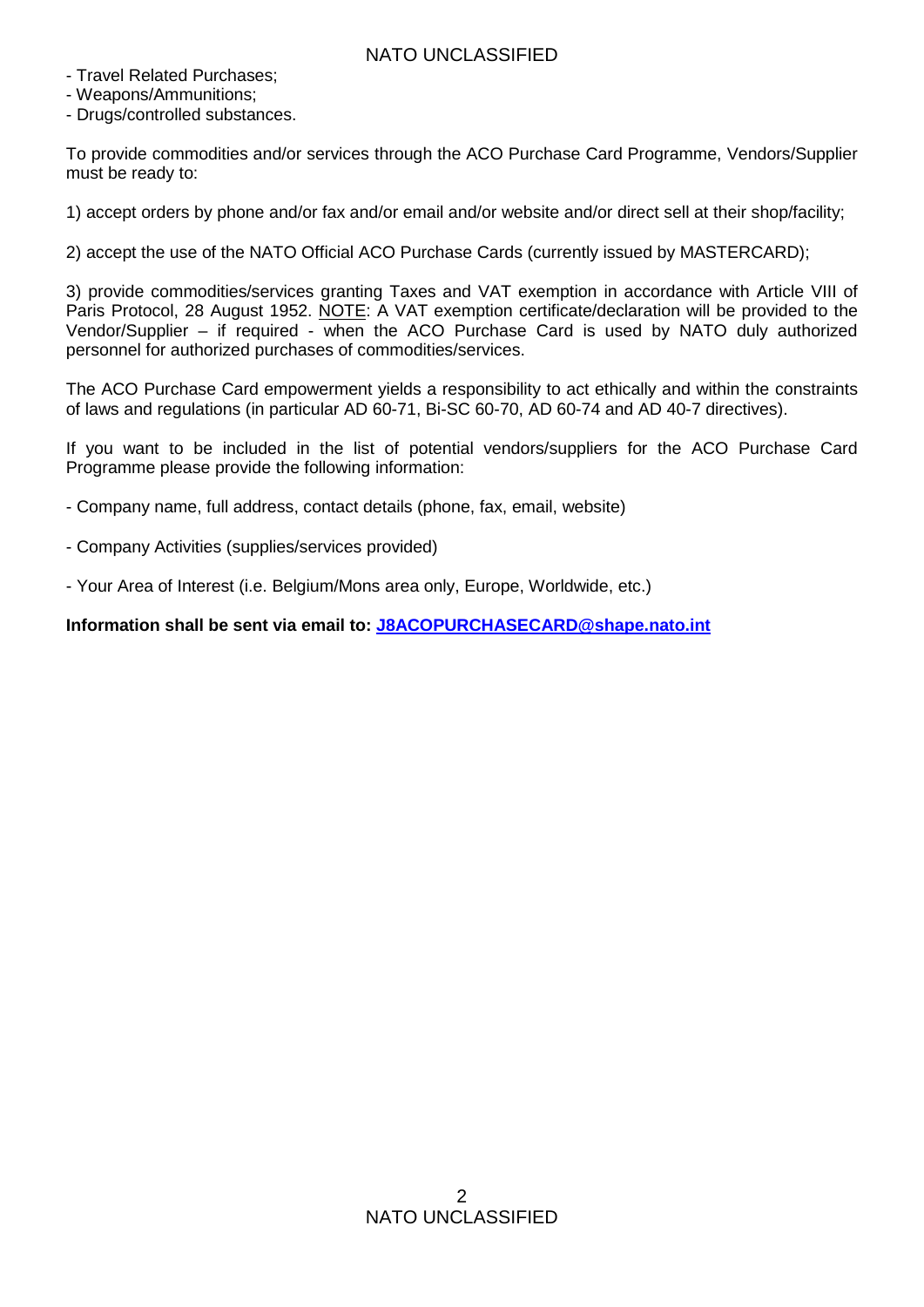- Travel Related Purchases;
- Weapons/Ammunitions;
- Drugs/controlled substances.

To provide commodities and/or services through the ACO Purchase Card Programme, Vendors/Supplier must be ready to:

1) accept orders by phone and/or fax and/or email and/or website and/or direct sell at their shop/facility;

2) accept the use of the NATO Official ACO Purchase Cards (currently issued by MASTERCARD);

3) provide commodities/services granting Taxes and VAT exemption in accordance with Article VIII of Paris Protocol, 28 August 1952. NOTE: A VAT exemption certificate/declaration will be provided to the Vendor/Supplier – if required - when the ACO Purchase Card is used by NATO duly authorized personnel for authorized purchases of commodities/services.

The ACO Purchase Card empowerment yields a responsibility to act ethically and within the constraints of laws and regulations (in particular AD 60-71, Bi-SC 60-70, AD 60-74 and AD 40-7 directives).

If you want to be included in the list of potential vendors/suppliers for the ACO Purchase Card Programme please provide the following information:

- Company name, full address, contact details (phone, fax, email, website)

- Company Activities (supplies/services provided)

- Your Area of Interest (i.e. Belgium/Mons area only, Europe, Worldwide, etc.)

**Information shall be sent via email to: J8ACOPURCHASECARD@shape.nato.int**